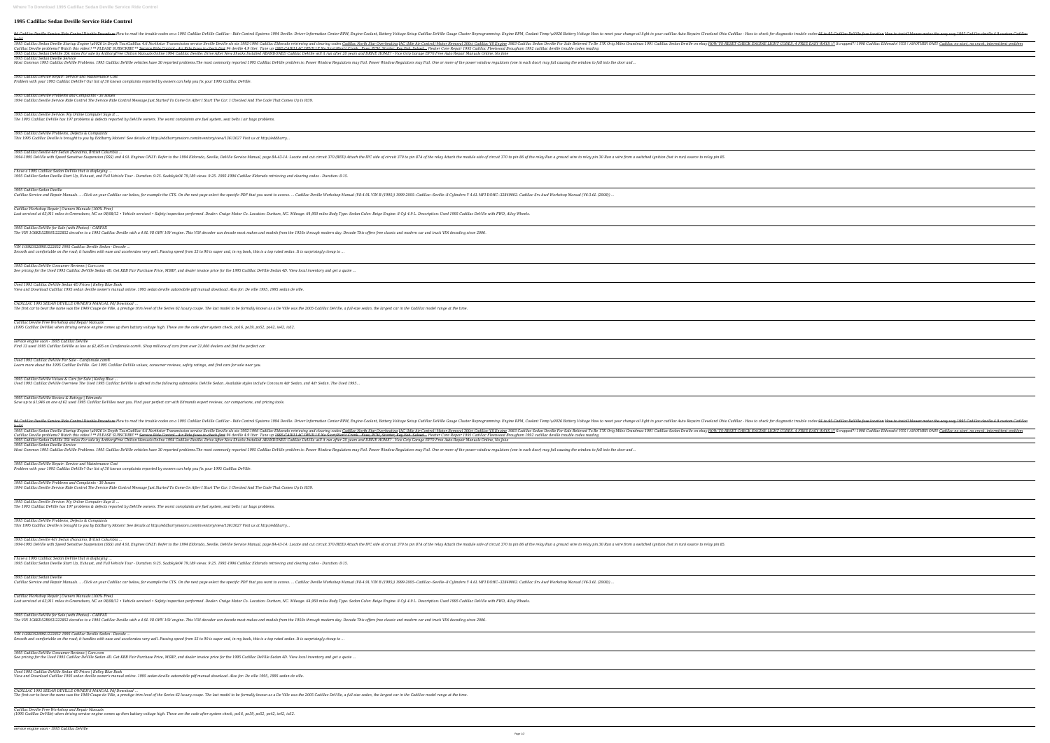# 1995 Cadillac Sedan Deville Service Ride Control

94 Cadillac Deville Service Ride Control Trouble Procedure How to read the trouble codes on a 1995 Cadillac DeVille Cadillac - Ride Control Systems 1994 Deville: Driver Information Center RPM, Engine Coolant, Battery Voltage Setup Cadillac DeVille Gauge Cluster Reprogramming: Engine RPM, Coolant Temp \u0026 Battery Voltage How to reset your change oil light in your cadillac Auto Repairs Cleveland Ohio Cadillac - How to check for diagnostic trouble codes 91 to 95 Cadillac DeVille fuse location How to install blower motor the easy way 1995 Cadillac deville 4.9 custom Cadillac build

1995 Cadillac Sedan Deville Startup Engine \u0026 In Depth Tour Cadillac 4.6 Northstar Transmission service Seville Deville sts eto 1992-1996 Cadillac Eldorado retrieving and clearing codes Cadillac North Star Overheating IAC (Idle Air Control) Motor Removal 2005 Cadillac V8 Engine 1963 Cadillac Sedan Deville For Sale Believed To Be 17K Orig Miles Grandmas 1991 Cadillac Sedan Deville on ebay HOW TO RESET CHECK ENGINE LIGHT CODES, 4 FREE EASY WAYS !!! Scrapped?! 1998 Cadillac Eldorado! YES ! ANOTHER ONE! Cadillac no start, no crank, intermittent problem Cadillac Deville problems? Watch this video!! ** PLEASE SUBSCRIBE ** Service Ride Control - Air Ride, how to check first 94 deville 4.9 liter. Tune up 1995 CADILLAC DEVILLE No Start/Won't Crank - Fuse, PCM, Starter, Key/Fob, Solved... Heater Core Repair 1995 Cadillac Fleetwood Brougham 1992 cadillac deville trouble codes reading

1995 Cadillac Sedan DeVille 35k miles For sale by AnthonyFree Chilton Manuals Online 1994 Cadillac Deville: Drive After New Shocks Installed ABANDONED Cadillac DeVille will it run after 20 years and DRIVE HOME? - Vice Grip Garage EP70 Free Auto Repair Manuals Online, No Joke

1995 Cadillac Sedan Deville Service

Most Common 1995 Cadillac DeVille Problems. 1995 Cadillac DeVille vehicles have 30 reported problems.The most commonly reported 1995 Cadillac DeVille problem is: Power Window Regulators may Fail. Power Window Regulators may Fail. One or more of the power window regulators (one in each door) may fail causing the window to fall into the door and...

*1995 Cadillac DeVille Repair: Service and Maintenance Cost*
*Problem with your 1995 Cadillac DeVille? Our list of 30 known complaints reported by owners can help you fix your 1995 Cadillac DeVille.*

*1995 Cadillac DeVille Problems and Complaints - 30 Issues*
*1994 Cadillac Deville Service Ride Control The Service Ride Control Message Just Started To Come On After I Start The Car. I Checked And The Code That Comes Up Is H039.*

*1995 Cadillac Deville Service: My Online Computer Says It ...*
*The 1995 Cadillac DeVille has 197 problems & defects reported by DeVille owners. The worst complaints are fuel system, seat belts / air bags problems.*

*1995 Cadillac DeVille Problems, Defects & Complaints*
*This 1995 Cadillac Deville is brought to you by Eddbarry Motors! See details at http://eddbarrymotors.com/inventory/view/13613027 Visit us at http://eddbarry...*

*1995 Cadillac Deville 4dr Sedan (Nanaimo, British Columbia ...*
1994-1995 DeVille with Speed Sensitive Suspension (SSS) and 4.9L Engines ONLY: Refer to the 1994 Eldorado, Seville, DeVille Service Manual, page 8A-43-14: Locate and cut circuit 370 (RED) Attach the IPC side of circuit 370 to pin 87A of the relay Attach the module side of circuit 370 to pin 86 of the relay Run a ground wire to relay pin 30 Run a wire from a switched ignition (hot in run) source to relay pin 85.

*I have a 1995 Cadillac Sedan DeVille that is displaying ...*
*1995 Cadillac Sedan Deville Start Up, Exhaust, and Full Vehicle Tour - Duration: 9:25. Szabkyle04 79,189 views. 9:25. 1992-1996 Cadillac Eldorado retrieving and clearing codes - Duration: 8:15.*

*1995 Cadillac Sedan Deville*
Cadillac Service and Repair Manuals. ... Click on your Cadillac car below, for example the CTS. On the next page select the specific PDF that you want to access. ... Cadillac Deville Workshop Manual (V8-4.9L VIN B (1995)) 1999-2005--Cadillac--Seville--8 Cylinders Y 4.6L MFI DOHC--32849002. Cadillac Srx Awd Workshop Manual (V6-3.6L (2008)) ...

*Cadillac Workshop Repair | Owners Manuals (100% Free)*
Last serviced at 63,911 miles in Greensboro, NC on 08/08/12 • Vehicle serviced • Safety inspection performed: Dealer: Craige Motor Co. Location: Durham, NC. Mileage: 64,950 miles Body Type: Sedan Color: Beige Engine: 8 Cyl 4.9 L. Description: Used 1995 Cadillac DeVille with FWD, Alloy Wheels.

*1995 Cadillac DeVille for Sale (with Photos) - CARFAX*
The VIN 1G6KD52B9SU222852 decodes to a 1995 Cadillac Deville with a 4.9L V8 OHV 16V engine. This VIN decoder can decode most makes and models from the 1950s through modern day. Decode This offers free classic and modern car and truck VIN decoding since 2006.

*VIN 1G6KD52B9SU222852 1995 Cadillac Deville Sedan - Decode ...*
Smooth and comfortable on the road; it handles with ease and accelerates very well. Passing speed from 55 to 90 is super and, in my book, this is a top rated sedan. It is surprisingly cheap to ...

*1995 Cadillac DeVille Consumer Reviews | Cars.com*
See pricing for the Used 1995 Cadillac DeVille Sedan 4D. Get KBB Fair Purchase Price, MSRP, and dealer invoice price for the 1995 Cadillac DeVille Sedan 4D. View local inventory and get a quote ...

*Used 1995 Cadillac DeVille Sedan 4D Prices | Kelley Blue Book*
View and Download Cadillac 1995 sedan deville owner's manual online. 1995 sedan deville automobile pdf manual download. Also for: De ville 1995, 1995 sedan de ville.

*CADILLAC 1995 SEDAN DEVILLE OWNER'S MANUAL Pdf Download ...*
The first car to bear the name was the 1949 Coupe de Ville, a prestige trim level of the Series 62 luxury coupe. The last model to be formally known as a De Ville was the 2005 Cadillac DeVille, a full-size sedan, the largest car in the Cadillac model range at the time.

*Cadillac Deville Free Workshop and Repair Manuals*
*(1995 Cadillac DeVille) when driving service engine comes up then battery voltage high. These are the code after system check, po16, po39, po52, po42, io62, io52.*

*service engine soon - 1995 Cadillac DeVille*
*Find 13 used 1995 Cadillac DeVille as low as $2,495 on Carsforsale.com®. Shop millions of cars from over 21,000 dealers and find the perfect car.*

*Used 1995 Cadillac DeVille For Sale - Carsforsale.com®*
*Learn more about the 1995 Cadillac DeVille. Get 1995 Cadillac DeVille values, consumer reviews, safety ratings, and find cars for sale near you.*

*1995 Cadillac DeVille Values & Cars for Sale | Kelley Blue ...*
*Used 1995 Cadillac DeVille Overview The Used 1995 Cadillac DeVille is offered in the following submodels: DeVille Sedan. Available styles include Concours 4dr Sedan, and 4dr Sedan. The Used 1995...*

*1995 Cadillac DeVille Review & Ratings | Edmunds*
*Save up to $1,946 on one of 62 used 1995 Cadillac DeVilles near you. Find your perfect car with Edmunds expert reviews, car comparisons, and pricing tools.*

94 Cadillac Deville Service Ride Control Trouble Procedure How to read the trouble codes on a 1995 Cadillac DeVille Cadillac - Ride Control Systems 1994 Deville: Driver Information Center RPM, Engine Coolant, Battery Voltage Setup Cadillac DeVille Gauge Cluster Reprogramming: Engine RPM, Coolant Temp \u0026 Battery Voltage How to reset your change oil light in your cadillac Auto Repairs Cleveland Ohio Cadillac - How to check for diagnostic trouble codes 91 to 95 Cadillac DeVille fuse location How to install blower motor the easy way 1995 Cadillac deville 4.9 custom Cadillac build

1995 Cadillac Sedan Deville Startup Engine \u0026 In Depth Tour Cadillac 4.6 Northstar Transmission service Seville Deville sts eto 1992-1996 Cadillac Eldorado retrieving and clearing codes Cadillac North Star Overheating IAC (Idle Air Control) Motor Removal 2005 Cadillac V8 Engine 1963 Cadillac Sedan Deville For Sale Believed To Be 17K Orig Miles Grandmas 1991 Cadillac Sedan Deville on ebay HOW TO RESET CHECK ENGINE LIGHT CODES, 4 FREE EASY WAYS !!! Scrapped?! 1998 Cadillac Eldorado! YES ! ANOTHER ONE! Cadillac no start, no crank, intermittent problem Cadillac Deville problems? Watch this video!! ** PLEASE SUBSCRIBE ** Service Ride Control - Air Ride, how to check first 94 deville 4.9 liter. Tune up 1995 CADILLAC DEVILLE No Start/Won't Crank - Fuse, PCM, Starter, Key/Fob, Solved... Heater Core Repair 1995 Cadillac Fleetwood Brougham 1992 cadillac deville trouble codes reading

1995 Cadillac Sedan DeVille 35k miles For sale by AnthonyFree Chilton Manuals Online 1994 Cadillac Deville: Drive After New Shocks Installed ABANDONED Cadillac DeVille will it run after 20 years and DRIVE HOME? - Vice Grip Garage EP70 Free Auto Repair Manuals Online, No Joke

1995 Cadillac Sedan Deville Service

Most Common 1995 Cadillac DeVille Problems. 1995 Cadillac DeVille vehicles have 30 reported problems.The most commonly reported 1995 Cadillac DeVille problem is: Power Window Regulators may Fail. Power Window Regulators may Fail. One or more of the power window regulators (one in each door) may fail causing the window to fall into the door and...

*1995 Cadillac DeVille Repair: Service and Maintenance Cost*
*Problem with your 1995 Cadillac DeVille? Our list of 30 known complaints reported by owners can help you fix your 1995 Cadillac DeVille.*

*1995 Cadillac DeVille Problems and Complaints - 30 Issues*
*1994 Cadillac Deville Service Ride Control The Service Ride Control Message Just Started To Come On After I Start The Car. I Checked And The Code That Comes Up Is H039.*

*1995 Cadillac Deville Service: My Online Computer Says It ...*
*The 1995 Cadillac DeVille has 197 problems & defects reported by DeVille owners. The worst complaints are fuel system, seat belts / air bags problems.*

*1995 Cadillac DeVille Problems, Defects & Complaints*
*This 1995 Cadillac Deville is brought to you by Eddbarry Motors! See details at http://eddbarrymotors.com/inventory/view/13613027 Visit us at http://eddbarry...*

*1995 Cadillac Deville 4dr Sedan (Nanaimo, British Columbia ...*
1994-1995 DeVille with Speed Sensitive Suspension (SSS) and 4.9L Engines ONLY: Refer to the 1994 Eldorado, Seville, DeVille Service Manual, page 8A-43-14: Locate and cut circuit 370 (RED) Attach the IPC side of circuit 370 to pin 87A of the relay Attach the module side of circuit 370 to pin 86 of the relay Run a ground wire to relay pin 30 Run a wire from a switched ignition (hot in run) source to relay pin 85.

*I have a 1995 Cadillac Sedan DeVille that is displaying ...*
*1995 Cadillac Sedan Deville Start Up, Exhaust, and Full Vehicle Tour - Duration: 9:25. Szabkyle04 79,189 views. 9:25. 1992-1996 Cadillac Eldorado retrieving and clearing codes - Duration: 8:15.*

*1995 Cadillac Sedan Deville*
Cadillac Service and Repair Manuals. ... Click on your Cadillac car below, for example the CTS. On the next page select the specific PDF that you want to access. ... Cadillac Deville Workshop Manual (V8-4.9L VIN B (1995)) 1999-2005--Cadillac--Seville--8 Cylinders Y 4.6L MFI DOHC--32849002. Cadillac Srx Awd Workshop Manual (V6-3.6L (2008)) ...

*Cadillac Workshop Repair | Owners Manuals (100% Free)*
Last serviced at 63,911 miles in Greensboro, NC on 08/08/12 • Vehicle serviced • Safety inspection performed: Dealer: Craige Motor Co. Location: Durham, NC. Mileage: 64,950 miles Body Type: Sedan Color: Beige Engine: 8 Cyl 4.9 L. Description: Used 1995 Cadillac DeVille with FWD, Alloy Wheels.

*1995 Cadillac DeVille for Sale (with Photos) - CARFAX*
The VIN 1G6KD52B9SU222852 decodes to a 1995 Cadillac Deville with a 4.9L V8 OHV 16V engine. This VIN decoder can decode most makes and models from the 1950s through modern day. Decode This offers free classic and modern car and truck VIN decoding since 2006.

*VIN 1G6KD52B9SU222852 1995 Cadillac Deville Sedan - Decode ...*
Smooth and comfortable on the road; it handles with ease and accelerates very well. Passing speed from 55 to 90 is super and, in my book, this is a top rated sedan. It is surprisingly cheap to ...

*1995 Cadillac DeVille Consumer Reviews | Cars.com*
See pricing for the Used 1995 Cadillac DeVille Sedan 4D. Get KBB Fair Purchase Price, MSRP, and dealer invoice price for the 1995 Cadillac DeVille Sedan 4D. View local inventory and get a quote ...

*Used 1995 Cadillac DeVille Sedan 4D Prices | Kelley Blue Book*
View and Download Cadillac 1995 sedan deville owner's manual online. 1995 sedan deville automobile pdf manual download. Also for: De ville 1995, 1995 sedan de ville.

*CADILLAC 1995 SEDAN DEVILLE OWNER'S MANUAL Pdf Download ...*
The first car to bear the name was the 1949 Coupe de Ville, a prestige trim level of the Series 62 luxury coupe. The last model to be formally known as a De Ville was the 2005 Cadillac DeVille, a full-size sedan, the largest car in the Cadillac model range at the time.

*Cadillac Deville Free Workshop and Repair Manuals*
*(1995 Cadillac DeVille) when driving service engine comes up then battery voltage high. These are the code after system check, po16, po39, po52, po42, io62, io52.*

*service engine soon - 1995 Cadillac DeVille*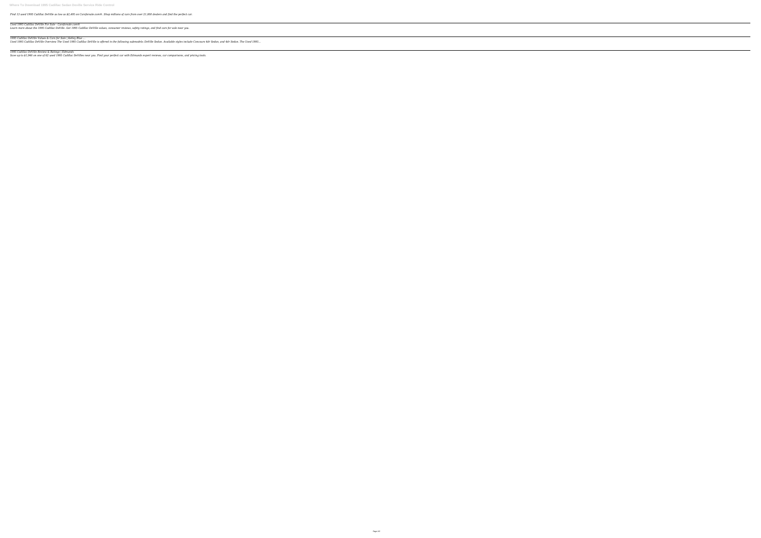*Find 12 used 1995 Cadillac DeVille as low as $2,495 on Carsforsale.com®. Shop millions of cars from over 21,000 dealers and find the perfect car.*

*Used 1995 Cadillac DeVille For Sale - Carsforsale.com®*
*Learn more about the 1995 Cadillac DeVille. Get 1995 Cadillac DeVille values, consumer reviews, safety ratings, and find cars for sale near you.*

*1995 Cadillac DeVille Values & Cars for Sale | Kelley Blue ...*
*Used 1995 Cadillac DeVille Overview The Used 1995 Cadillac DeVille is offered in the following submodels: DeVille Sedan. Available styles include Concours 4dr Sedan, and 4dr Sedan. The Used 1995...*

*1995 Cadillac DeVille Review & Ratings | Edmunds*
*Save up to $1,946 on one of 62 used 1995 Cadillac DeVilles near you. Find your perfect car with Edmunds expert reviews, car comparisons, and pricing tools.*